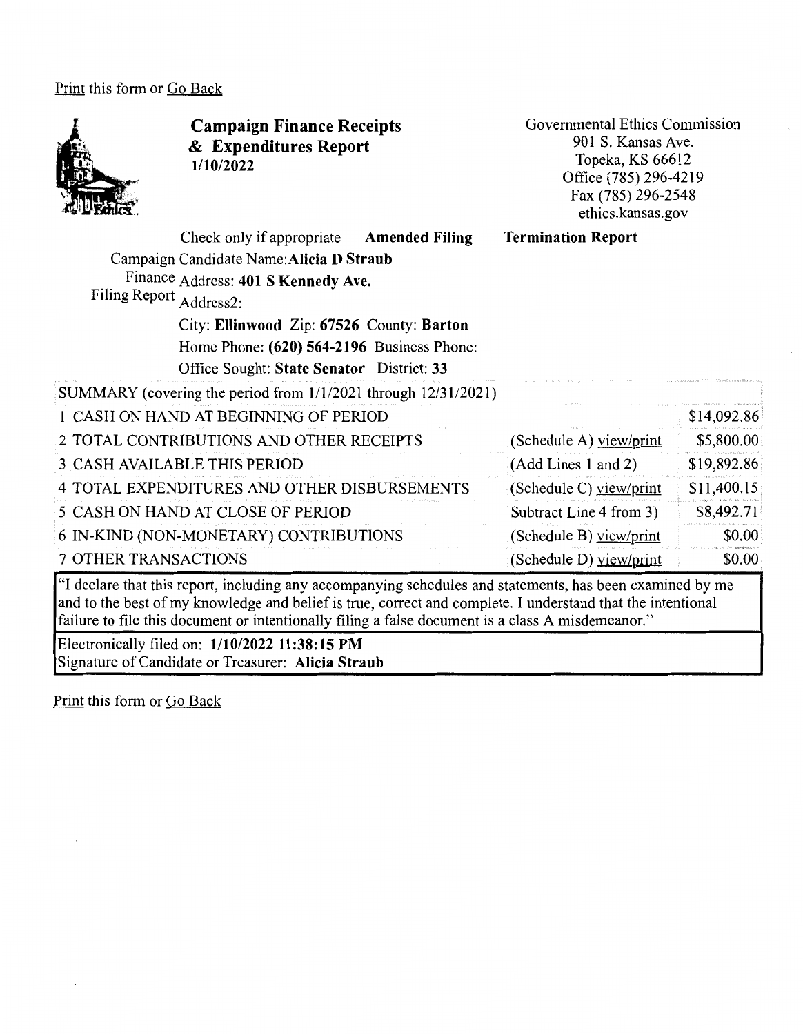Print this form or Go Back

# Campaign Finance Receipts & Expenditures Report

**1/10/2022**

Governmental Ethics Commission
901 S. Kansas Ave.
Topeka, KS 66612
Office (785) 296-4219
Fax (785) 296-2548
ethics.kansas.gov

Check only if appropriate **Amended Filing** **Termination Report**

Campaign Finance Filing Report

Candidate Name: **Alicia D Straub**
Address: **401 S Kennedy Ave.**
Address2:
City: **Ellinwood** Zip: **67526** County: **Barton**
Home Phone: **(620) 564-2196** Business Phone:
Office Sought: **State Senator** District: **33**

| SUMMARY (covering the period from 1/1/2021 through 12/31/2021) | | |
|---|---|---|
| 1 CASH ON HAND AT BEGINNING OF PERIOD | | $14,092.86 |
| 2 TOTAL CONTRIBUTIONS AND OTHER RECEIPTS | (Schedule A) view/print | $5,800.00 |
| 3 CASH AVAILABLE THIS PERIOD | (Add Lines 1 and 2) | $19,892.86 |
| 4 TOTAL EXPENDITURES AND OTHER DISBURSEMENTS | (Schedule C) view/print | $11,400.15 |
| 5 CASH ON HAND AT CLOSE OF PERIOD | Subtract Line 4 from 3) | $8,492.71 |
| 6 IN-KIND (NON-MONETARY) CONTRIBUTIONS | (Schedule B) view/print | $0.00 |
| 7 OTHER TRANSACTIONS | (Schedule D) view/print | $0.00 |

"I declare that this report, including any accompanying schedules and statements, has been examined by me and to the best of my knowledge and belief is true, correct and complete. I understand that the intentional failure to file this document or intentionally filing a false document is a class A misdemeanor."

Electronically filed on: **1/10/2022 11:38:15 PM**
Signature of Candidate or Treasurer: **Alicia Straub**

Print this form or Go Back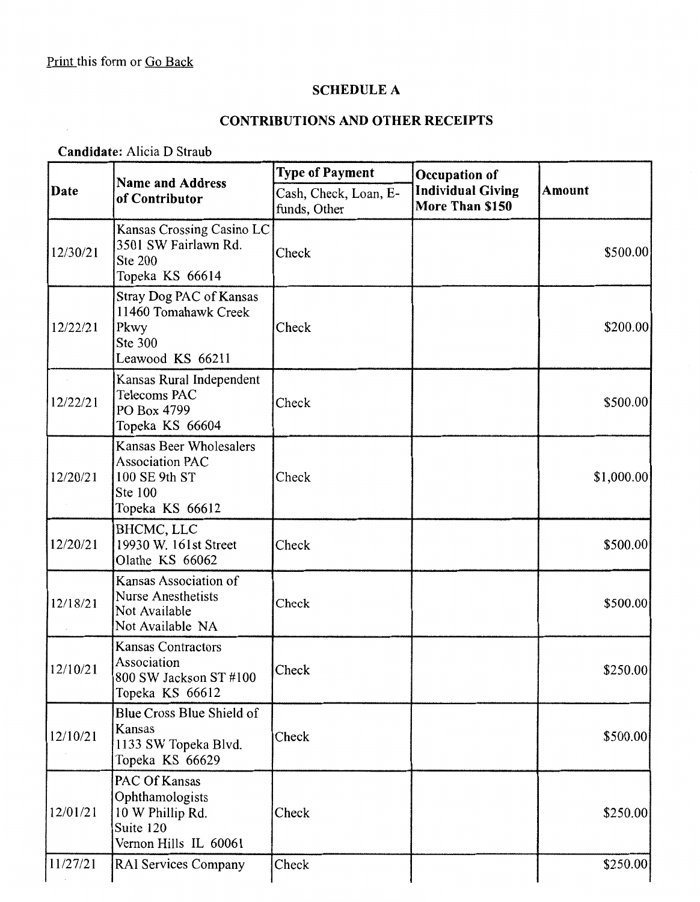Print this form or Go Back

## SCHEDULE A

## CONTRIBUTIONS AND OTHER RECEIPTS

**Candidate:** Alicia D Straub

| Date | Name and Address of Contributor | Type of Payment<br>Cash, Check, Loan, E-funds, Other | Occupation of Individual Giving More Than $150 | Amount |
|---|---|---|---|---|
| 12/30/21 | Kansas Crossing Casino LC<br>3501 SW Fairlawn Rd.<br>Ste 200<br>Topeka KS 66614 | Check | | $500.00 |
| 12/22/21 | Stray Dog PAC of Kansas<br>11460 Tomahawk Creek Pkwy<br>Ste 300<br>Leawood KS 66211 | Check | | $200.00 |
| 12/22/21 | Kansas Rural Independent Telecoms PAC<br>PO Box 4799<br>Topeka KS 66604 | Check | | $500.00 |
| 12/20/21 | Kansas Beer Wholesalers Association PAC<br>100 SE 9th ST<br>Ste 100<br>Topeka KS 66612 | Check | | $1,000.00 |
| 12/20/21 | BHCMC, LLC<br>19930 W. 161st Street<br>Olathe KS 66062 | Check | | $500.00 |
| 12/18/21 | Kansas Association of Nurse Anesthetists<br>Not Available<br>Not Available NA | Check | | $500.00 |
| 12/10/21 | Kansas Contractors Association<br>800 SW Jackson ST #100<br>Topeka KS 66612 | Check | | $250.00 |
| 12/10/21 | Blue Cross Blue Shield of Kansas<br>1133 SW Topeka Blvd.<br>Topeka KS 66629 | Check | | $500.00 |
| 12/01/21 | PAC Of Kansas Ophthamologists<br>10 W Phillip Rd.<br>Suite 120<br>Vernon Hills IL 60061 | Check | | $250.00 |
| 11/27/21 | RAI Services Company | Check | | $250.00 |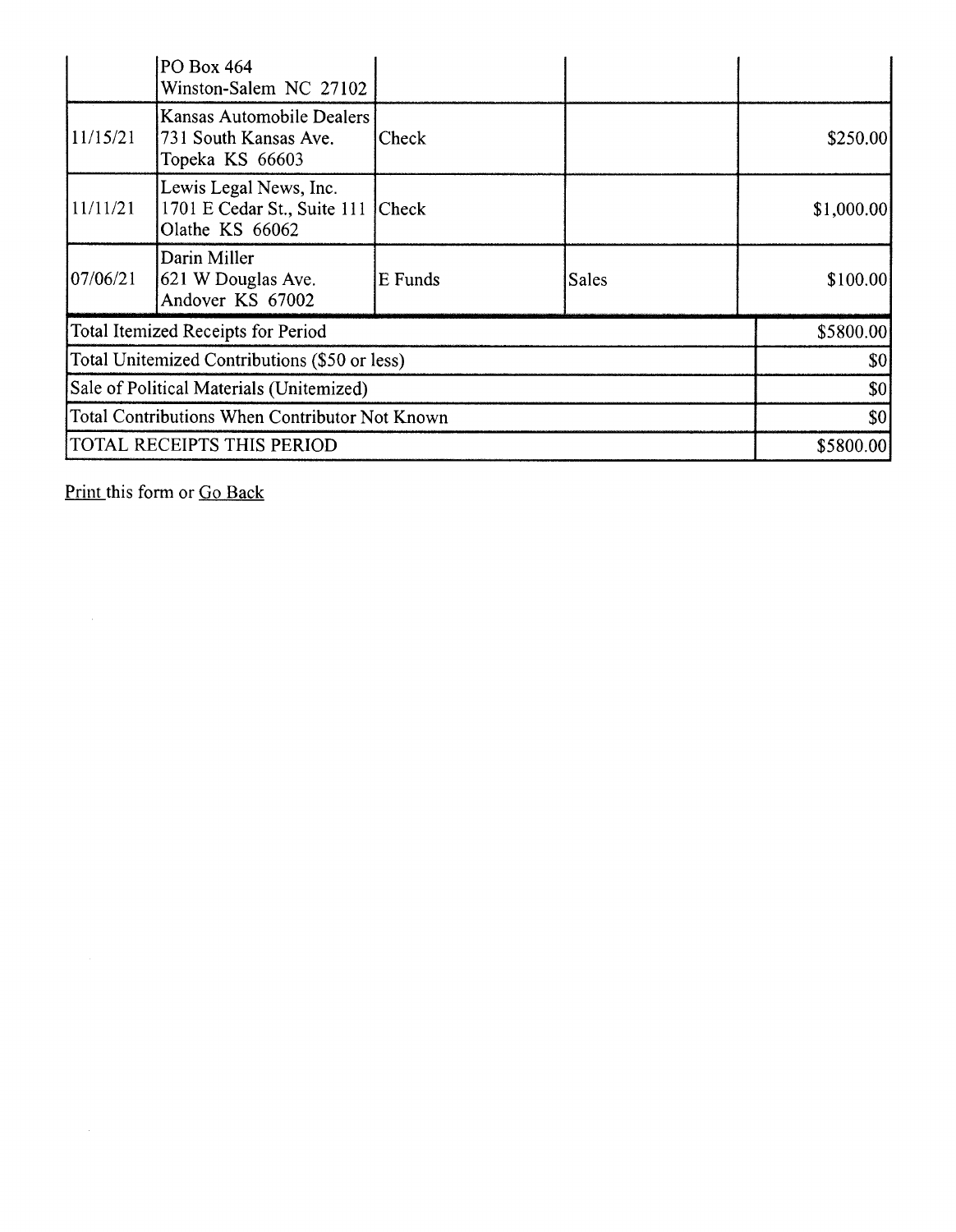| | | | | |
|---|---|---|---|---|
| | PO Box 464<br>Winston-Salem NC 27102 | | | |
| 11/15/21 | Kansas Automobile Dealers<br>731 South Kansas Ave.<br>Topeka KS 66603 | Check | | $250.00 |
| 11/11/21 | Lewis Legal News, Inc.<br>1701 E Cedar St., Suite 111<br>Olathe KS 66062 | Check | | $1,000.00 |
| 07/06/21 | Darin Miller<br>621 W Douglas Ave.<br>Andover KS 67002 | E Funds | Sales | $100.00 |
| Total Itemized Receipts for Period | | | | $5800.00 |
| Total Unitemized Contributions ($50 or less) | | | | $0 |
| Sale of Political Materials (Unitemized) | | | | $0 |
| Total Contributions When Contributor Not Known | | | | $0 |
| TOTAL RECEIPTS THIS PERIOD | | | | $5800.00 |

Print this form or Go Back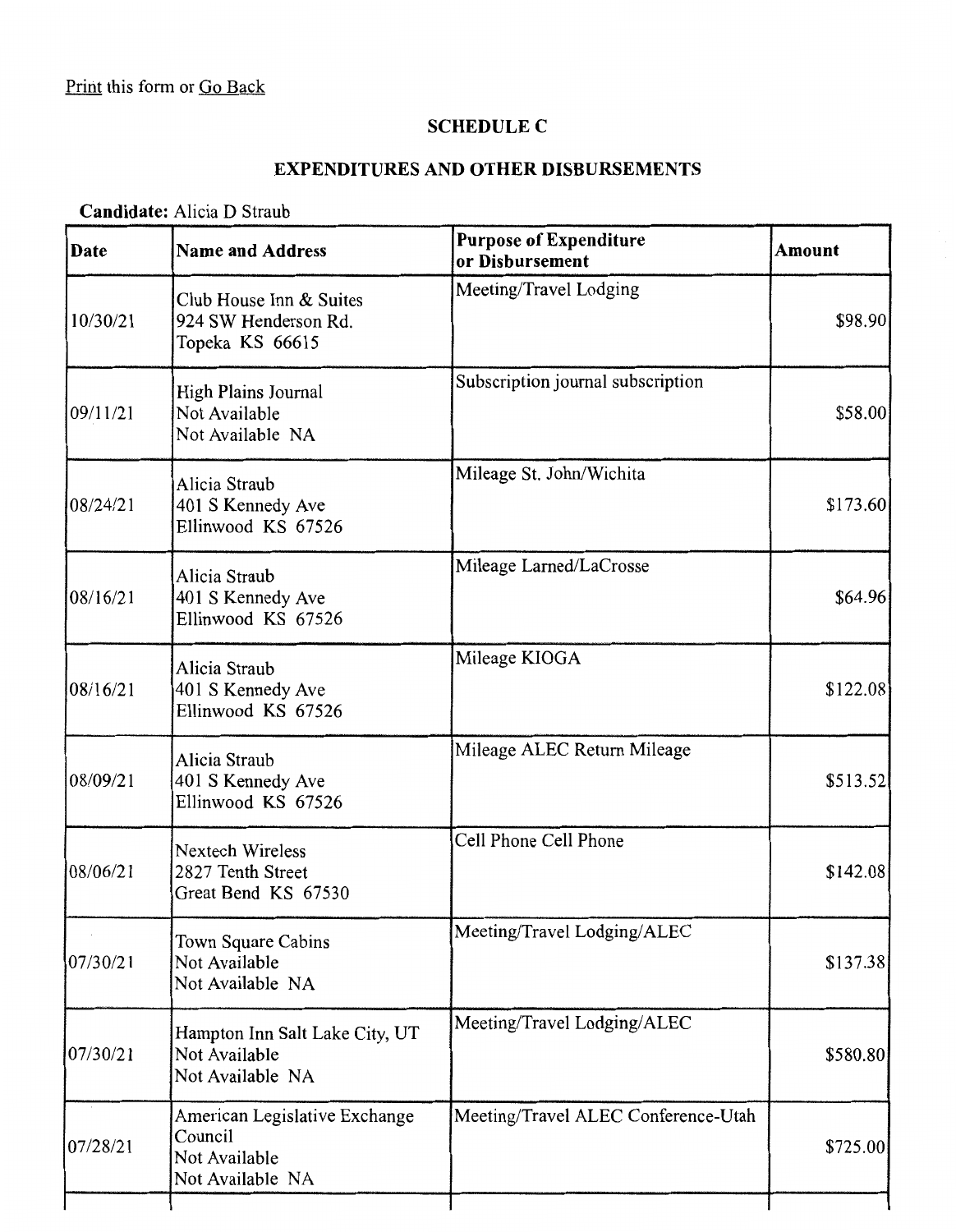Print this form or Go Back

## SCHEDULE C

## EXPENDITURES AND OTHER DISBURSEMENTS

**Candidate:** Alicia D Straub

| Date | Name and Address | Purpose of Expenditure or Disbursement | Amount |
|---|---|---|---|
| 10/30/21 | Club House Inn & Suites<br>924 SW Henderson Rd.<br>Topeka KS 66615 | Meeting/Travel Lodging | $98.90 |
| 09/11/21 | High Plains Journal<br>Not Available<br>Not Available NA | Subscription journal subscription | $58.00 |
| 08/24/21 | Alicia Straub<br>401 S Kennedy Ave<br>Ellinwood KS 67526 | Mileage St. John/Wichita | $173.60 |
| 08/16/21 | Alicia Straub<br>401 S Kennedy Ave<br>Ellinwood KS 67526 | Mileage Larned/LaCrosse | $64.96 |
| 08/16/21 | Alicia Straub<br>401 S Kennedy Ave<br>Ellinwood KS 67526 | Mileage KIOGA | $122.08 |
| 08/09/21 | Alicia Straub<br>401 S Kennedy Ave<br>Ellinwood KS 67526 | Mileage ALEC Return Mileage | $513.52 |
| 08/06/21 | Nextech Wireless<br>2827 Tenth Street<br>Great Bend KS 67530 | Cell Phone Cell Phone | $142.08 |
| 07/30/21 | Town Square Cabins<br>Not Available<br>Not Available NA | Meeting/Travel Lodging/ALEC | $137.38 |
| 07/30/21 | Hampton Inn Salt Lake City, UT<br>Not Available<br>Not Available NA | Meeting/Travel Lodging/ALEC | $580.80 |
| 07/28/21 | American Legislative Exchange Council<br>Not Available<br>Not Available NA | Meeting/Travel ALEC Conference-Utah | $725.00 |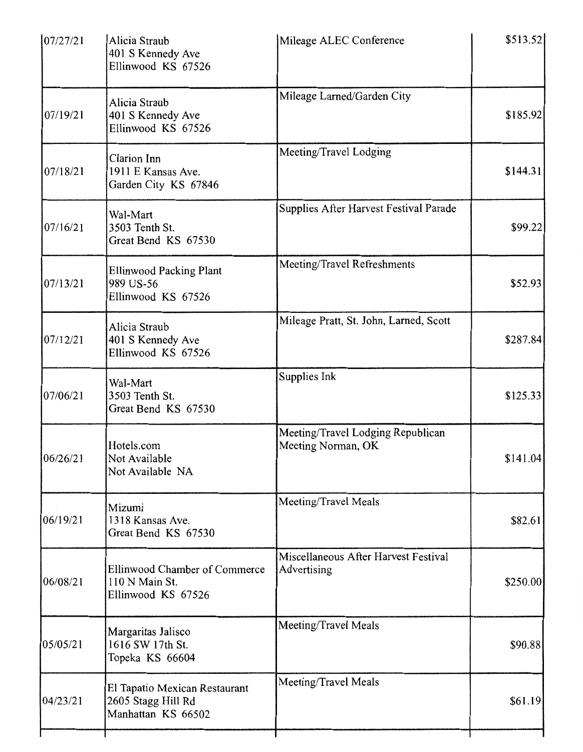| | | | |
|---|---|---|---|
| 07/27/21 | Alicia Straub<br>401 S Kennedy Ave<br>Ellinwood KS 67526 | Mileage ALEC Conference | $513.52 |
| 07/19/21 | Alicia Straub<br>401 S Kennedy Ave<br>Ellinwood KS 67526 | Mileage Larned/Garden City | $185.92 |
| 07/18/21 | Clarion Inn<br>1911 E Kansas Ave.<br>Garden City KS 67846 | Meeting/Travel Lodging | $144.31 |
| 07/16/21 | Wal-Mart<br>3503 Tenth St.<br>Great Bend KS 67530 | Supplies After Harvest Festival Parade | $99.22 |
| 07/13/21 | Ellinwood Packing Plant<br>989 US-56<br>Ellinwood KS 67526 | Meeting/Travel Refreshments | $52.93 |
| 07/12/21 | Alicia Straub<br>401 S Kennedy Ave<br>Ellinwood KS 67526 | Mileage Pratt, St. John, Larned, Scott | $287.84 |
| 07/06/21 | Wal-Mart<br>3503 Tenth St.<br>Great Bend KS 67530 | Supplies Ink | $125.33 |
| 06/26/21 | Hotels.com<br>Not Available<br>Not Available NA | Meeting/Travel Lodging Republican Meeting Norman, OK | $141.04 |
| 06/19/21 | Mizumi<br>1318 Kansas Ave.<br>Great Bend KS 67530 | Meeting/Travel Meals | $82.61 |
| 06/08/21 | Ellinwood Chamber of Commerce<br>110 N Main St.<br>Ellinwood KS 67526 | Miscellaneous After Harvest Festival Advertising | $250.00 |
| 05/05/21 | Margaritas Jalisco<br>1616 SW 17th St.<br>Topeka KS 66604 | Meeting/Travel Meals | $90.88 |
| 04/23/21 | El Tapatio Mexican Restaurant<br>2605 Stagg Hill Rd<br>Manhattan KS 66502 | Meeting/Travel Meals | $61.19 |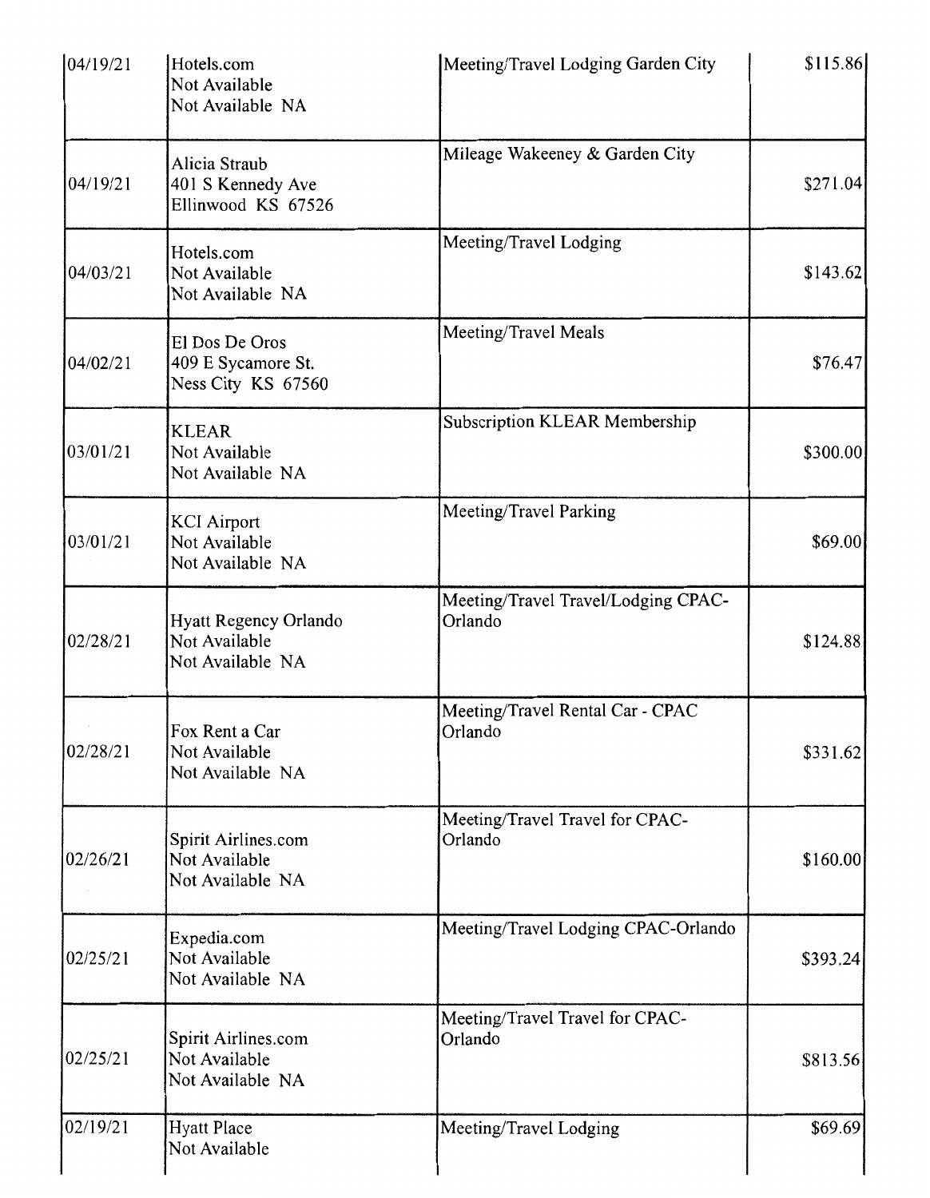| | | | |
|---|---|---|---|
| 04/19/21 | Hotels.com<br>Not Available<br>Not Available NA | Meeting/Travel Lodging Garden City | $115.86 |
| 04/19/21 | Alicia Straub<br>401 S Kennedy Ave<br>Ellinwood KS 67526 | Mileage Wakeeney & Garden City | $271.04 |
| 04/03/21 | Hotels.com<br>Not Available<br>Not Available NA | Meeting/Travel Lodging | $143.62 |
| 04/02/21 | El Dos De Oros<br>409 E Sycamore St.<br>Ness City KS 67560 | Meeting/Travel Meals | $76.47 |
| 03/01/21 | KLEAR<br>Not Available<br>Not Available NA | Subscription KLEAR Membership | $300.00 |
| 03/01/21 | KCI Airport<br>Not Available<br>Not Available NA | Meeting/Travel Parking | $69.00 |
| 02/28/21 | Hyatt Regency Orlando<br>Not Available<br>Not Available NA | Meeting/Travel Travel/Lodging CPAC-Orlando | $124.88 |
| 02/28/21 | Fox Rent a Car<br>Not Available<br>Not Available NA | Meeting/Travel Rental Car - CPAC Orlando | $331.62 |
| 02/26/21 | Spirit Airlines.com<br>Not Available<br>Not Available NA | Meeting/Travel Travel for CPAC-Orlando | $160.00 |
| 02/25/21 | Expedia.com<br>Not Available<br>Not Available NA | Meeting/Travel Lodging CPAC-Orlando | $393.24 |
| 02/25/21 | Spirit Airlines.com<br>Not Available<br>Not Available NA | Meeting/Travel Travel for CPAC-Orlando | $813.56 |
| 02/19/21 | Hyatt Place<br>Not Available | Meeting/Travel Lodging | $69.69 |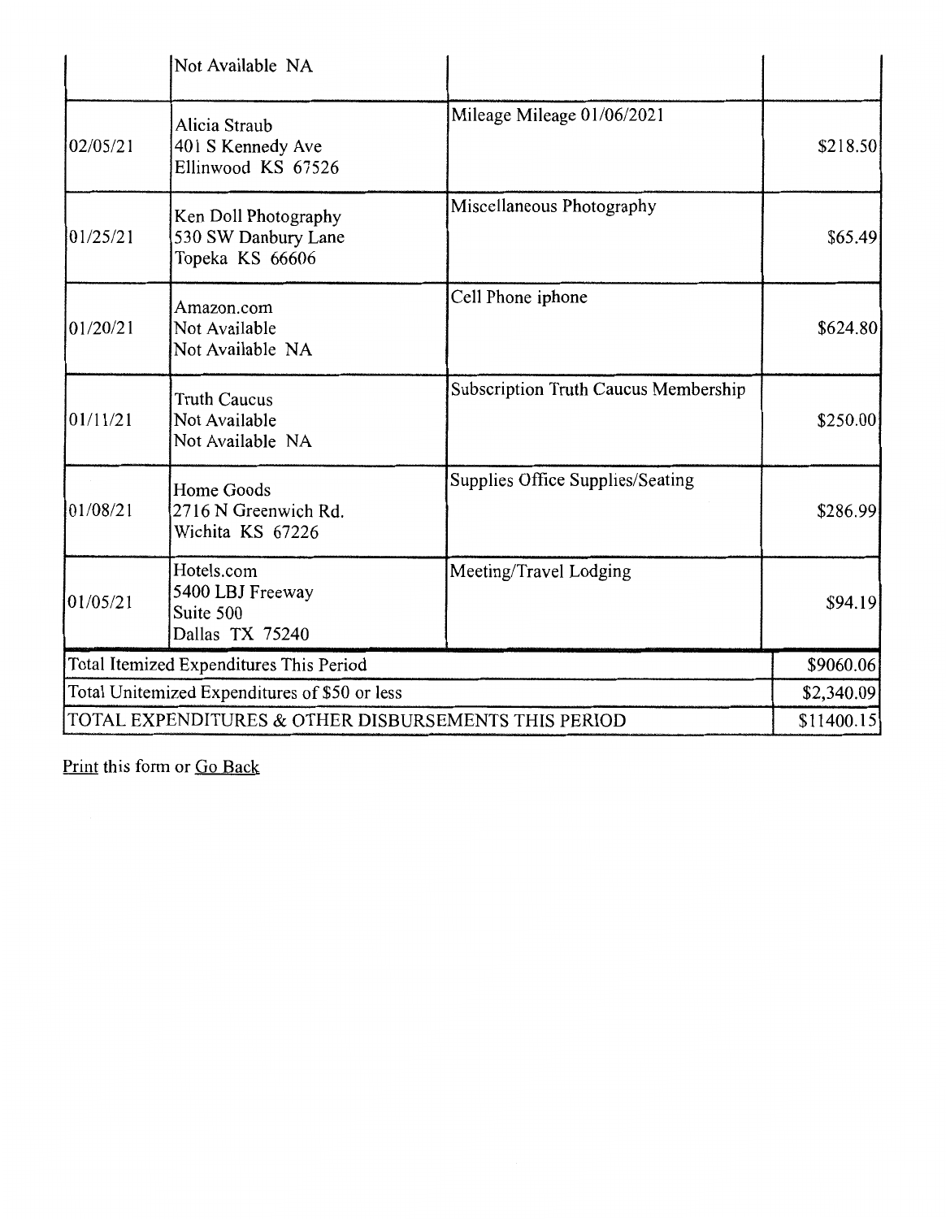| | | | |
|---|---|---|---|
| | Not Available NA | | |
| 02/05/21 | Alicia Straub<br>401 S Kennedy Ave<br>Ellinwood KS 67526 | Mileage Mileage 01/06/2021 | $218.50 |
| 01/25/21 | Ken Doll Photography<br>530 SW Danbury Lane<br>Topeka KS 66606 | Miscellaneous Photography | $65.49 |
| 01/20/21 | Amazon.com<br>Not Available<br>Not Available NA | Cell Phone iphone | $624.80 |
| 01/11/21 | Truth Caucus<br>Not Available<br>Not Available NA | Subscription Truth Caucus Membership | $250.00 |
| 01/08/21 | Home Goods<br>2716 N Greenwich Rd.<br>Wichita KS 67226 | Supplies Office Supplies/Seating | $286.99 |
| 01/05/21 | Hotels.com<br>5400 LBJ Freeway<br>Suite 500<br>Dallas TX 75240 | Meeting/Travel Lodging | $94.19 |
| Total Itemized Expenditures This Period | | | $9060.06 |
| Total Unitemized Expenditures of $50 or less | | | $2,340.09 |
| TOTAL EXPENDITURES & OTHER DISBURSEMENTS THIS PERIOD | | | $11400.15 |

Print this form or Go Back